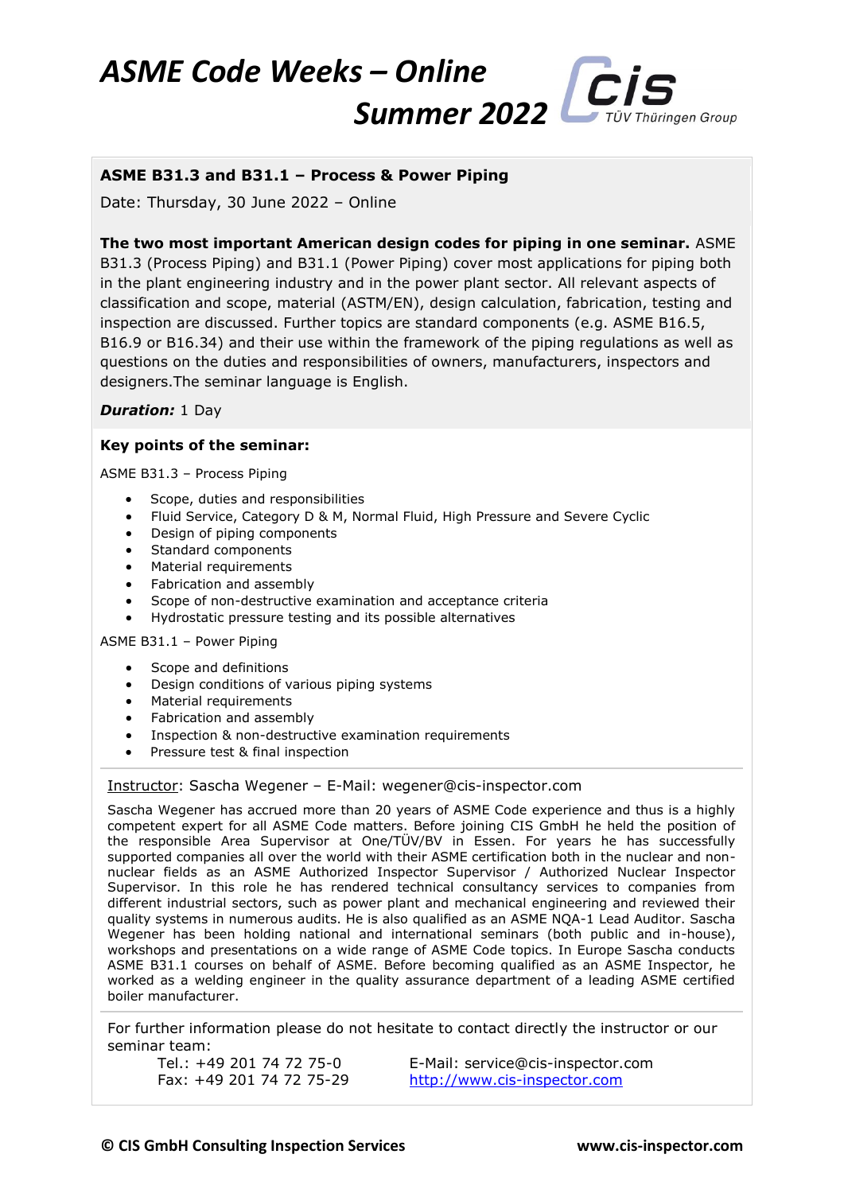# ASME Code Weeks – Online Summer 2022

CIS TÜV Thüringen Group

## ASME B31.3 and B31.1 – Process & Power Piping

Date: Thursday, 30 June 2022 – Online

**The two most important American design codes for piping in one seminar.** ASME B31.3 (Process Piping) and B31.1 (Power Piping) cover most applications for piping both in the plant engineering industry and in the power plant sector. All relevant aspects of classification and scope, material (ASTM/EN), design calculation, fabrication, testing and inspection are discussed. Further topics are standard components (e.g. ASME B16.5, B16.9 or B16.34) and their use within the framework of the piping regulations as well as questions on the duties and responsibilities of owners, manufacturers, inspectors and designers.The seminar language is English.

***Duration:*** 1 Day

### Key points of the seminar:

ASME B31.3 – Process Piping

- Scope, duties and responsibilities
- Fluid Service, Category D & M, Normal Fluid, High Pressure and Severe Cyclic
- Design of piping components
- Standard components
- Material requirements
- Fabrication and assembly
- Scope of non-destructive examination and acceptance criteria
- Hydrostatic pressure testing and its possible alternatives

ASME B31.1 – Power Piping

- Scope and definitions
- Design conditions of various piping systems
- Material requirements
- Fabrication and assembly
- Inspection & non-destructive examination requirements
- Pressure test & final inspection

Instructor: Sascha Wegener – E-Mail: wegener@cis-inspector.com

Sascha Wegener has accrued more than 20 years of ASME Code experience and thus is a highly competent expert for all ASME Code matters. Before joining CIS GmbH he held the position of the responsible Area Supervisor at One/TÜV/BV in Essen. For years he has successfully supported companies all over the world with their ASME certification both in the nuclear and non-nuclear fields as an ASME Authorized Inspector Supervisor / Authorized Nuclear Inspector Supervisor. In this role he has rendered technical consultancy services to companies from different industrial sectors, such as power plant and mechanical engineering and reviewed their quality systems in numerous audits. He is also qualified as an ASME NQA-1 Lead Auditor. Sascha Wegener has been holding national and international seminars (both public and in-house), workshops and presentations on a wide range of ASME Code topics. In Europe Sascha conducts ASME B31.1 courses on behalf of ASME. Before becoming qualified as an ASME Inspector, he worked as a welding engineer in the quality assurance department of a leading ASME certified boiler manufacturer.

For further information please do not hesitate to contact directly the instructor or our seminar team:

Tel.: +49 201 74 72 75-0
Fax: +49 201 74 72 75-29

E-Mail: service@cis-inspector.com
http://www.cis-inspector.com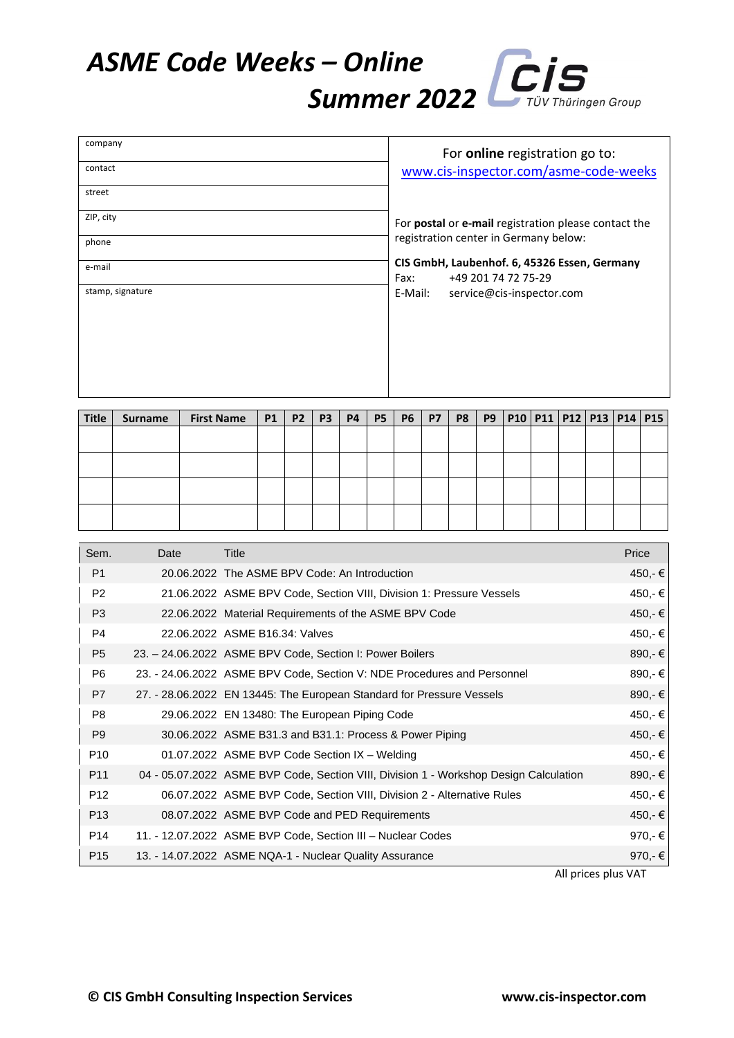# ASME Code Weeks – Online Summer 2022

CIS TÜV Thüringen Group

| | |
|---|---|
| company | For **online** registration go to: [www.cis-inspector.com/asme-code-weeks](http://www.cis-inspector.com/asme-code-weeks) |
| contact | |
| street | |
| ZIP, city | For **postal** or **e-mail** registration please contact the registration center in Germany below: |
| phone | |
| e-mail | **CIS GmbH, Laubenhof. 6, 45326 Essen, Germany** Fax: +49 201 74 72 75-29 E-Mail: service@cis-inspector.com |
| stamp, signature | |

| Title | Surname | First Name | P1 | P2 | P3 | P4 | P5 | P6 | P7 | P8 | P9 | P10 | P11 | P12 | P13 | P14 | P15 |
|---|---|---|---|---|---|---|---|---|---|---|---|---|---|---|---|---|---|
| | | | | | | | | | | | | | | | | | |
| | | | | | | | | | | | | | | | | | |
| | | | | | | | | | | | | | | | | | |
| | | | | | | | | | | | | | | | | | |

| Sem. | Date | Title | Price |
|---|---|---|---|
| P1 | 20.06.2022 | The ASME BPV Code: An Introduction | 450,- € |
| P2 | 21.06.2022 | ASME BPV Code, Section VIII, Division 1: Pressure Vessels | 450,- € |
| P3 | 22.06.2022 | Material Requirements of the ASME BPV Code | 450,- € |
| P4 | 22.06.2022 | ASME B16.34: Valves | 450,- € |
| P5 | 23. – 24.06.2022 | ASME BPV Code, Section I: Power Boilers | 890,- € |
| P6 | 23. - 24.06.2022 | ASME BPV Code, Section V: NDE Procedures and Personnel | 890,- € |
| P7 | 27. - 28.06.2022 | EN 13445: The European Standard for Pressure Vessels | 890,- € |
| P8 | 29.06.2022 | EN 13480: The European Piping Code | 450,- € |
| P9 | 30.06.2022 | ASME B31.3 and B31.1: Process & Power Piping | 450,- € |
| P10 | 01.07.2022 | ASME BVP Code Section IX – Welding | 450,- € |
| P11 | 04 - 05.07.2022 | ASME BVP Code, Section VIII, Division 1 - Workshop Design Calculation | 890,- € |
| P12 | 06.07.2022 | ASME BVP Code, Section VIII, Division 2 - Alternative Rules | 450,- € |
| P13 | 08.07.2022 | ASME BVP Code and PED Requirements | 450,- € |
| P14 | 11. - 12.07.2022 | ASME BVP Code, Section III – Nuclear Codes | 970,- € |
| P15 | 13. - 14.07.2022 | ASME NQA-1 - Nuclear Quality Assurance | 970,- € |

All prices plus VAT

**© CIS GmbH Consulting Inspection Services** **www.cis-inspector.com**